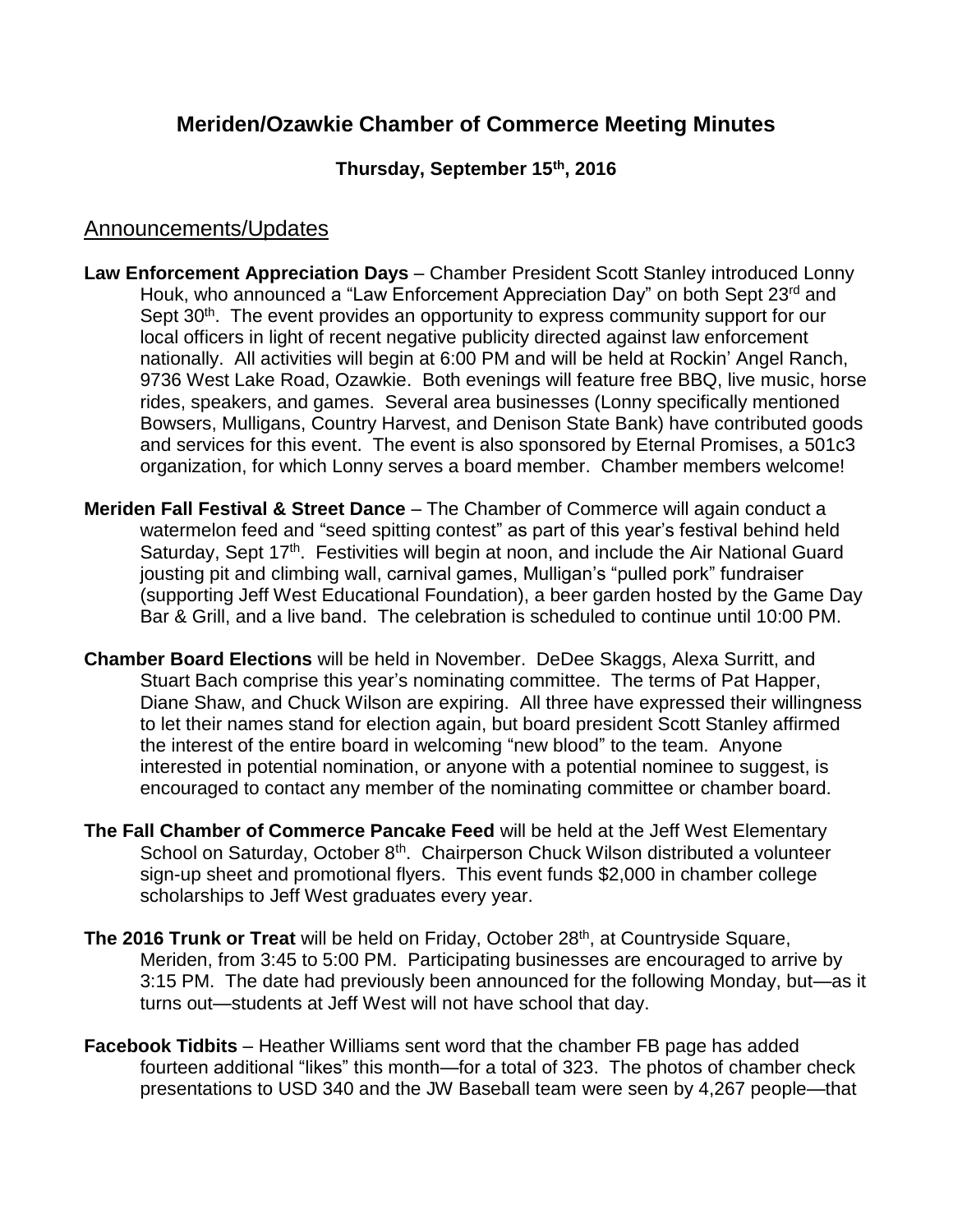# Meriden/Ozawkie Chamber of Commerce Meeting Minutes

**Thursday, September 15th, 2016**

## Announcements/Updates

**Law Enforcement Appreciation Days** – Chamber President Scott Stanley introduced Lonny Houk, who announced a "Law Enforcement Appreciation Day" on both Sept 23rd and Sept 30th. The event provides an opportunity to express community support for our local officers in light of recent negative publicity directed against law enforcement nationally. All activities will begin at 6:00 PM and will be held at Rockin' Angel Ranch, 9736 West Lake Road, Ozawkie. Both evenings will feature free BBQ, live music, horse rides, speakers, and games. Several area businesses (Lonny specifically mentioned Bowsers, Mulligans, Country Harvest, and Denison State Bank) have contributed goods and services for this event. The event is also sponsored by Eternal Promises, a 501c3 organization, for which Lonny serves a board member. Chamber members welcome!

**Meriden Fall Festival & Street Dance** – The Chamber of Commerce will again conduct a watermelon feed and "seed spitting contest" as part of this year's festival behind held Saturday, Sept 17th. Festivities will begin at noon, and include the Air National Guard jousting pit and climbing wall, carnival games, Mulligan's "pulled pork" fundraiser (supporting Jeff West Educational Foundation), a beer garden hosted by the Game Day Bar & Grill, and a live band. The celebration is scheduled to continue until 10:00 PM.

**Chamber Board Elections** will be held in November. DeDee Skaggs, Alexa Surritt, and Stuart Bach comprise this year's nominating committee. The terms of Pat Happer, Diane Shaw, and Chuck Wilson are expiring. All three have expressed their willingness to let their names stand for election again, but board president Scott Stanley affirmed the interest of the entire board in welcoming "new blood" to the team. Anyone interested in potential nomination, or anyone with a potential nominee to suggest, is encouraged to contact any member of the nominating committee or chamber board.

**The Fall Chamber of Commerce Pancake Feed** will be held at the Jeff West Elementary School on Saturday, October 8th. Chairperson Chuck Wilson distributed a volunteer sign-up sheet and promotional flyers. This event funds $2,000 in chamber college scholarships to Jeff West graduates every year.

**The 2016 Trunk or Treat** will be held on Friday, October 28th, at Countryside Square, Meriden, from 3:45 to 5:00 PM. Participating businesses are encouraged to arrive by 3:15 PM. The date had previously been announced for the following Monday, but—as it turns out—students at Jeff West will not have school that day.

**Facebook Tidbits** – Heather Williams sent word that the chamber FB page has added fourteen additional "likes" this month—for a total of 323. The photos of chamber check presentations to USD 340 and the JW Baseball team were seen by 4,267 people—that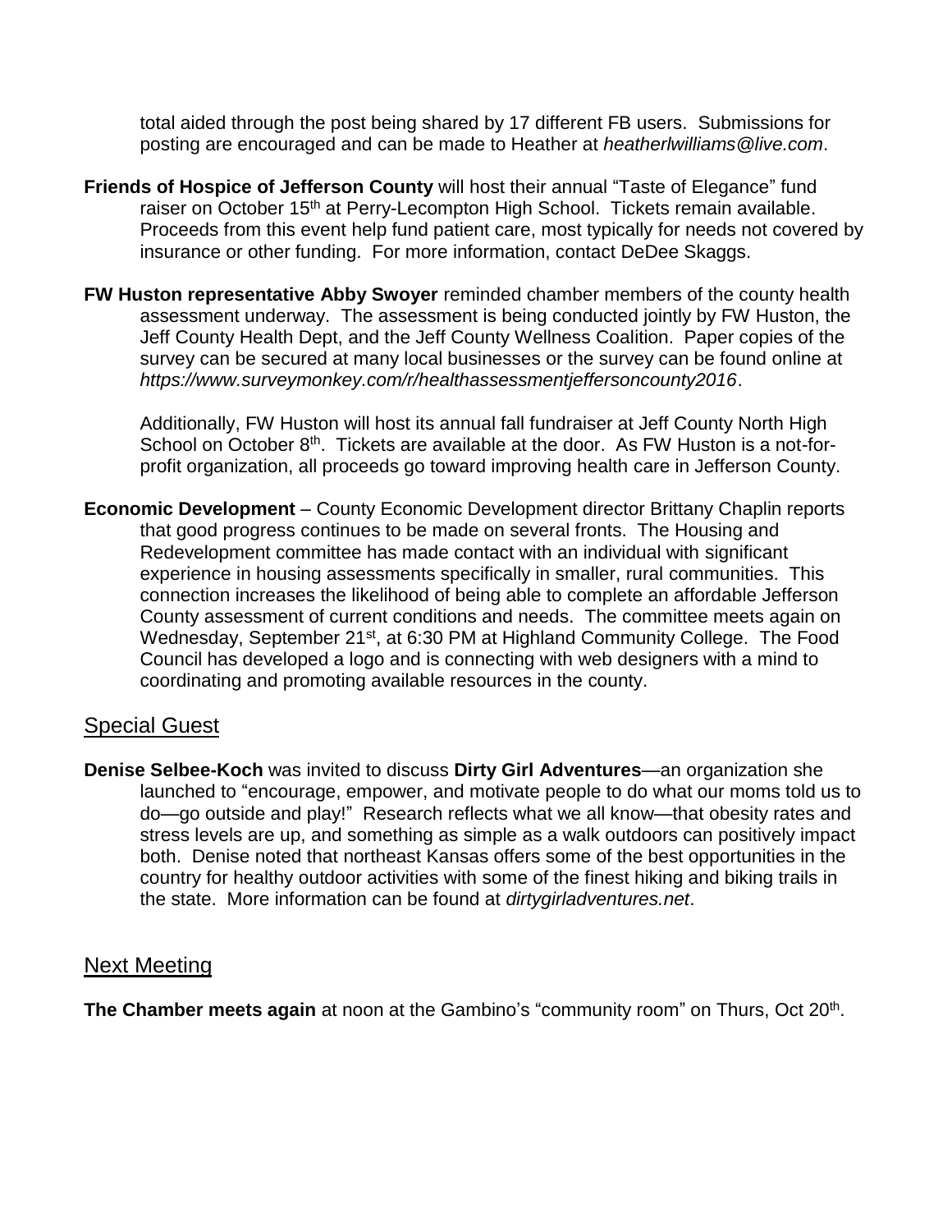total aided through the post being shared by 17 different FB users. Submissions for posting are encouraged and can be made to Heather at *heatherlwilliams@live.com*.

**Friends of Hospice of Jefferson County** will host their annual "Taste of Elegance" fund raiser on October 15th at Perry-Lecompton High School. Tickets remain available. Proceeds from this event help fund patient care, most typically for needs not covered by insurance or other funding. For more information, contact DeDee Skaggs.

**FW Huston representative Abby Swoyer** reminded chamber members of the county health assessment underway. The assessment is being conducted jointly by FW Huston, the Jeff County Health Dept, and the Jeff County Wellness Coalition. Paper copies of the survey can be secured at many local businesses or the survey can be found online at *https://www.surveymonkey.com/r/healthassessmentjeffersoncounty2016*.

Additionally, FW Huston will host its annual fall fundraiser at Jeff County North High School on October 8th. Tickets are available at the door. As FW Huston is a not-for-profit organization, all proceeds go toward improving health care in Jefferson County.

**Economic Development** – County Economic Development director Brittany Chaplin reports that good progress continues to be made on several fronts. The Housing and Redevelopment committee has made contact with an individual with significant experience in housing assessments specifically in smaller, rural communities. This connection increases the likelihood of being able to complete an affordable Jefferson County assessment of current conditions and needs. The committee meets again on Wednesday, September 21st, at 6:30 PM at Highland Community College. The Food Council has developed a logo and is connecting with web designers with a mind to coordinating and promoting available resources in the county.

## Special Guest

**Denise Selbee-Koch** was invited to discuss **Dirty Girl Adventures**—an organization she launched to "encourage, empower, and motivate people to do what our moms told us to do—go outside and play!" Research reflects what we all know—that obesity rates and stress levels are up, and something as simple as a walk outdoors can positively impact both. Denise noted that northeast Kansas offers some of the best opportunities in the country for healthy outdoor activities with some of the finest hiking and biking trails in the state. More information can be found at *dirtygirladventures.net*.

## Next Meeting

**The Chamber meets again** at noon at the Gambino's "community room" on Thurs, Oct 20th.